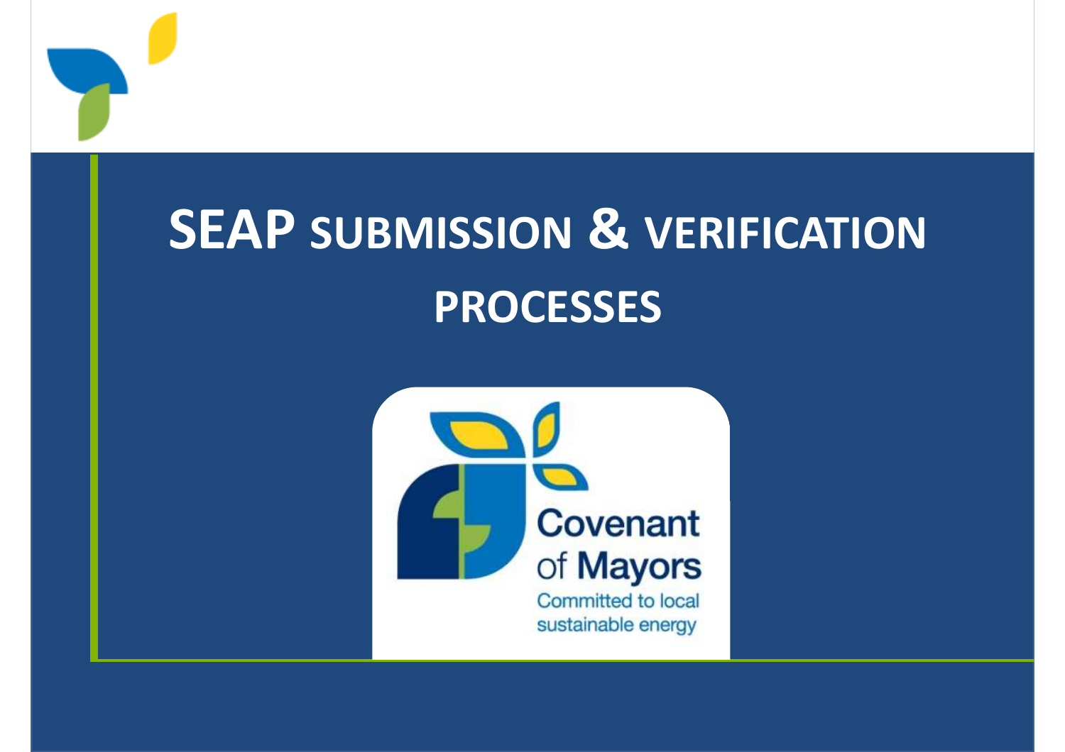# SEAP SUBMISSION & VERIFICATION PROCESSES

Covenant of Mayors

Committed to local sustainable energy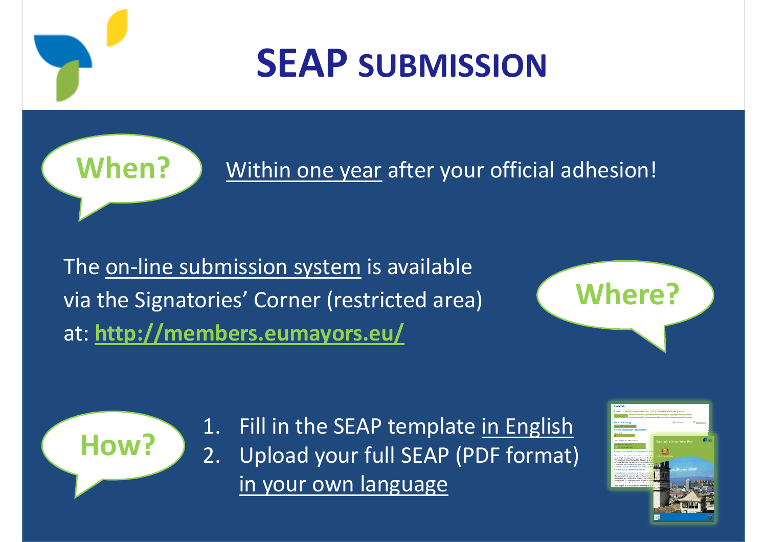# SEAP SUBMISSION

**When?**

Within one year after your official adhesion!

The on-line submission system is available via the Signatories' Corner (restricted area) at: **http://members.eumayors.eu/**

**Where?**

**How?**

1. Fill in the SEAP template in English
2. Upload your full SEAP (PDF format) in your own language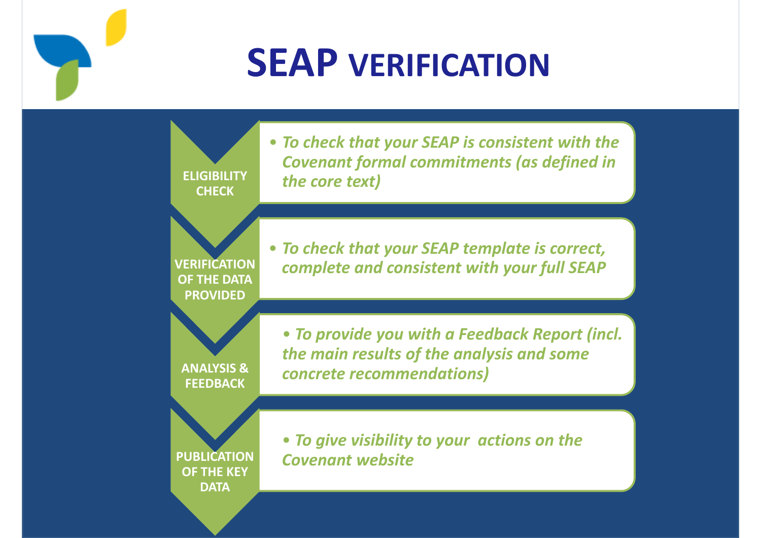# SEAP VERIFICATION

**ELIGIBILITY CHECK**

- *To check that your SEAP is consistent with the Covenant formal commitments (as defined in the core text)*

**VERIFICATION OF THE DATA PROVIDED**

- *To check that your SEAP template is correct, complete and consistent with your full SEAP*

**ANALYSIS & FEEDBACK**

- *To provide you with a Feedback Report (incl. the main results of the analysis and some concrete recommendations)*

**PUBLICATION OF THE KEY DATA**

- *To give visibility to your actions on the Covenant website*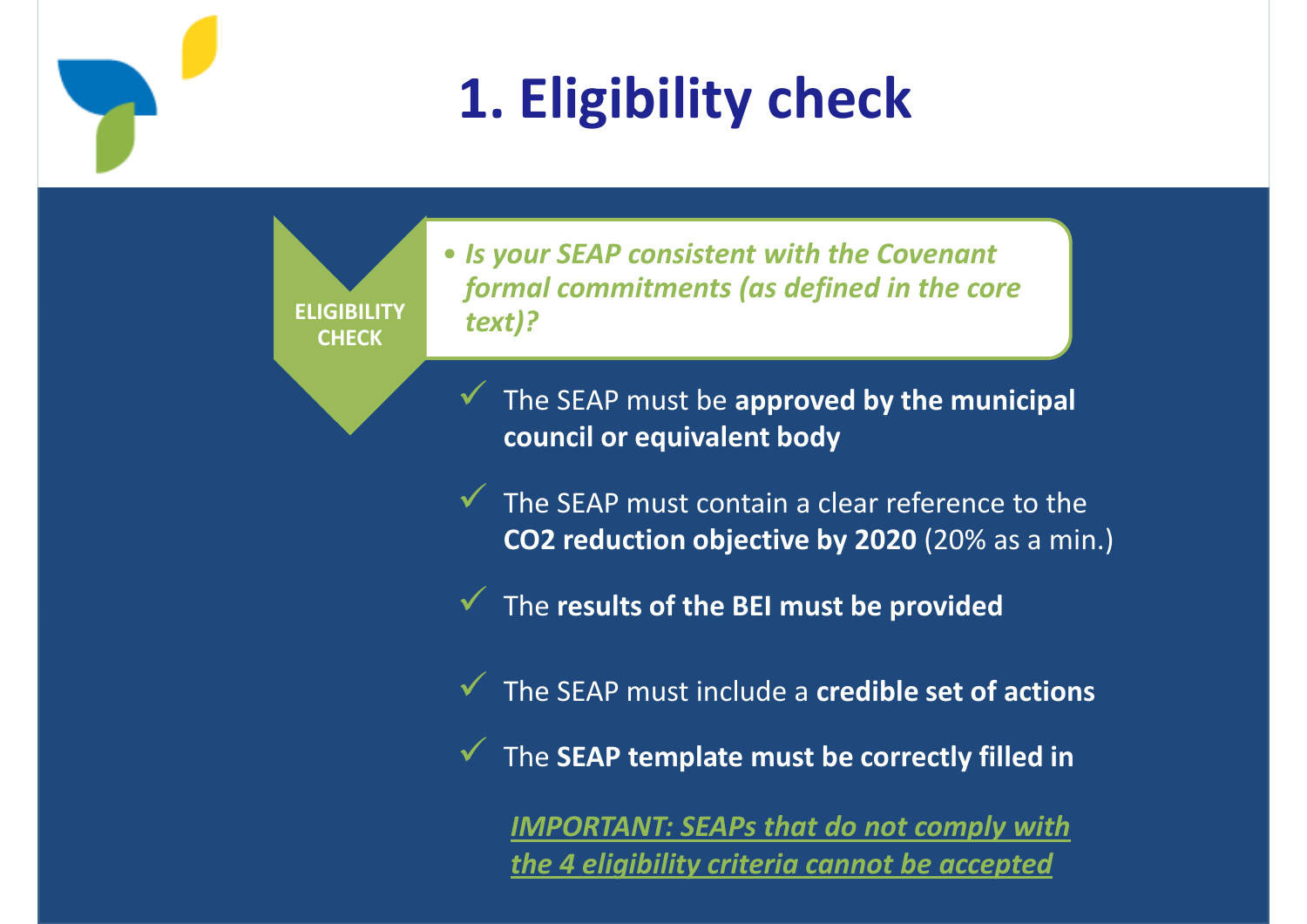# 1. Eligibility check

**ELIGIBILITY CHECK**

- *Is your SEAP consistent with the Covenant formal commitments (as defined in the core text)?*

✓ The SEAP must be **approved by the municipal council or equivalent body**

✓ The SEAP must contain a clear reference to the **$CO_2$ reduction objective by 2020** (20% as a min.)

✓ The **results of the BEI must be provided**

✓ The SEAP must include a **credible set of actions**

✓ The **SEAP template must be correctly filled in**

*IMPORTANT: SEAPs that do not comply with the 4 eligibility criteria cannot be accepted*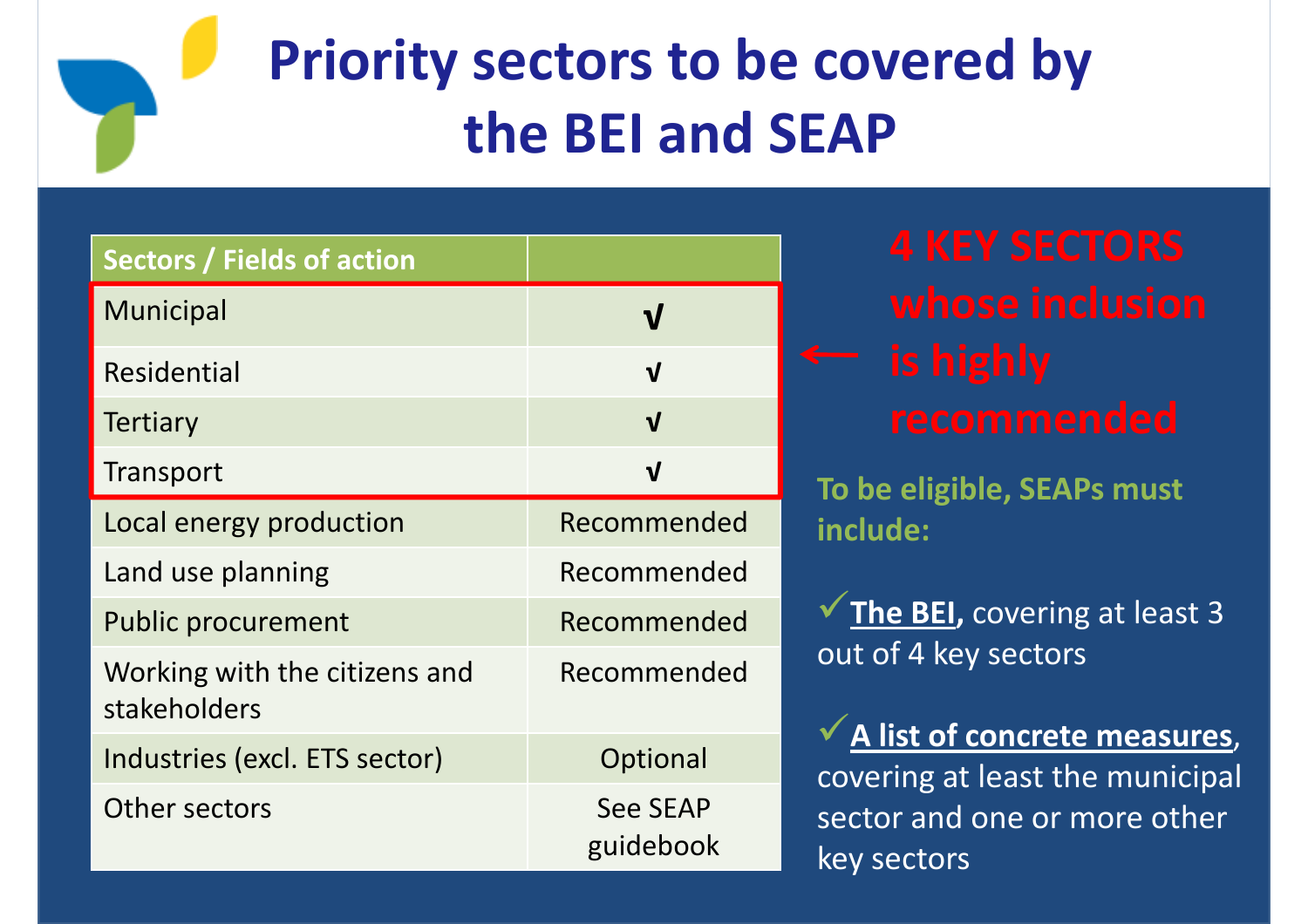# Priority sectors to be covered by the BEI and SEAP

| Sectors / Fields of action | |
|---|---|
| Municipal | √ |
| Residential | √ |
| Tertiary | √ |
| Transport | √ |
| Local energy production | Recommended |
| Land use planning | Recommended |
| Public procurement | Recommended |
| Working with the citizens and stakeholders | Recommended |
| Industries (excl. ETS sector) | Optional |
| Other sectors | See SEAP guidebook |

← **4 KEY SECTORS whose inclusion is highly recommended**

**To be eligible, SEAPs must include:**

✓ **The BEI**, covering at least 3 out of 4 key sectors

✓ **A list of concrete measures**, covering at least the municipal sector and one or more other key sectors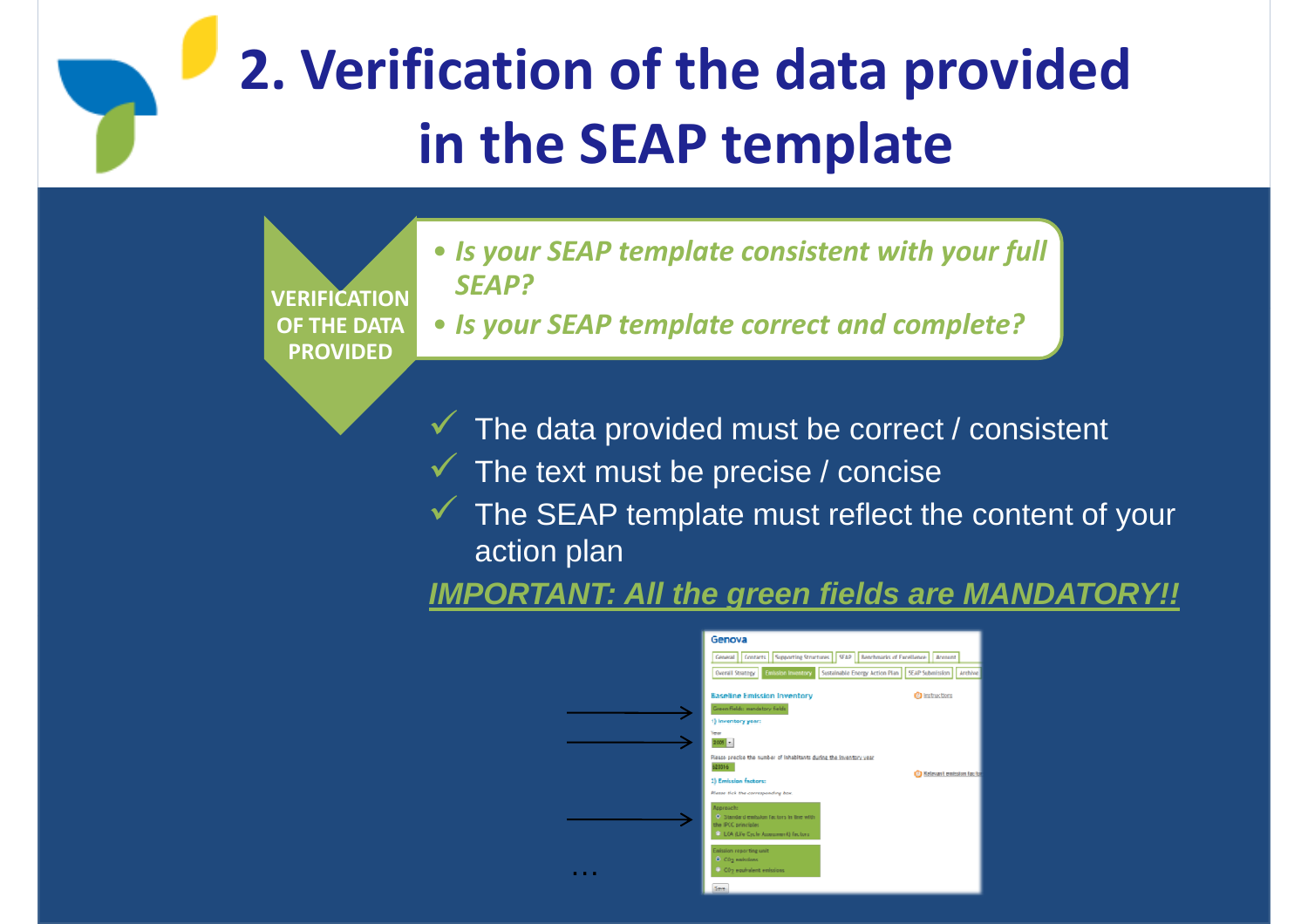# 2. Verification of the data provided in the SEAP template

**VERIFICATION OF THE DATA PROVIDED**

- *Is your SEAP template consistent with your full SEAP?*
- *Is your SEAP template correct and complete?*

✓ The data provided must be correct / consistent

✓ The text must be precise / concise

✓ The SEAP template must reflect the content of your action plan

***IMPORTANT: All the green fields are MANDATORY!!***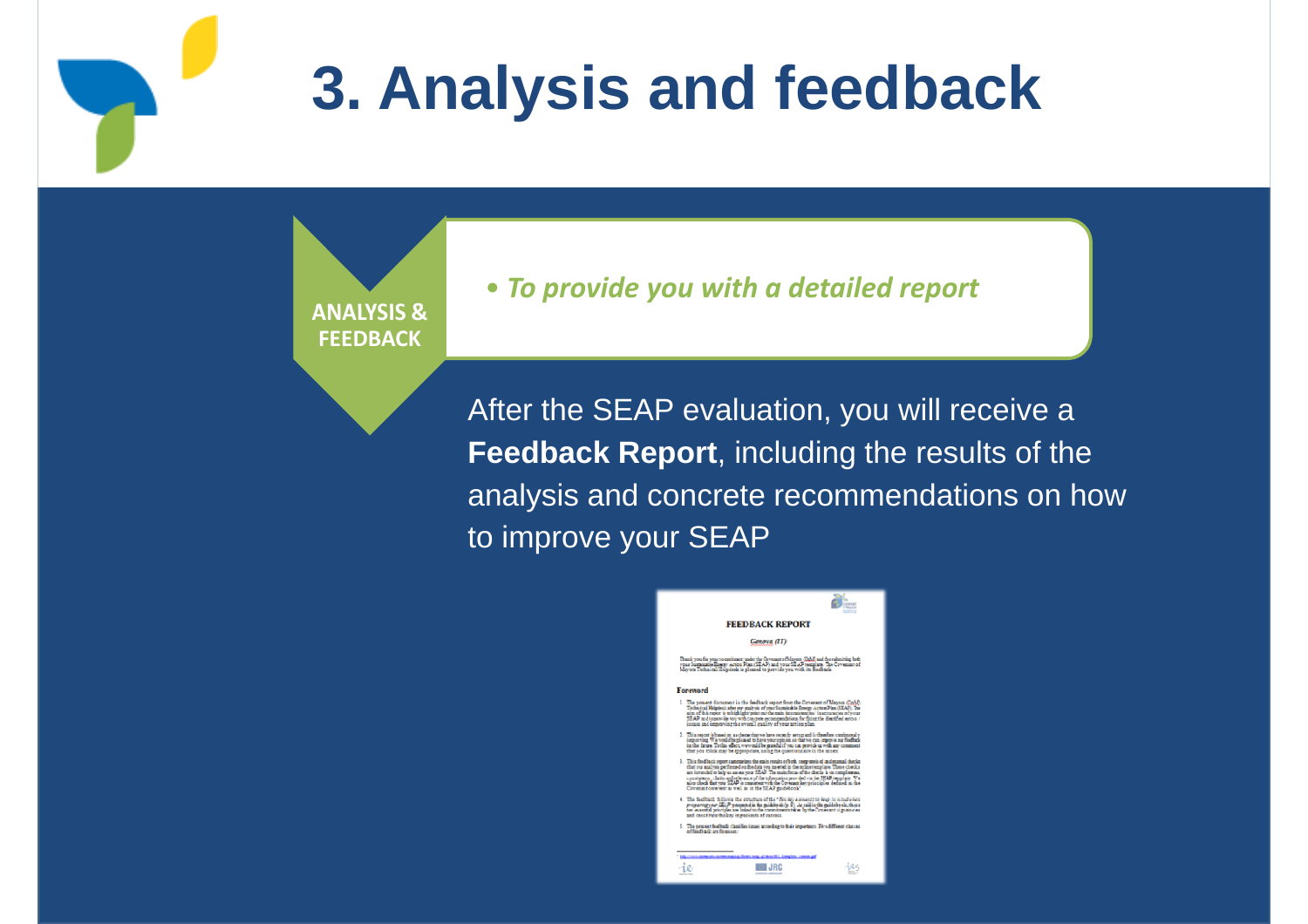# 3. Analysis and feedback

**ANALYSIS & FEEDBACK**

- *To provide you with a detailed report*

After the SEAP evaluation, you will receive a **Feedback Report**, including the results of the analysis and concrete recommendations on how to improve your SEAP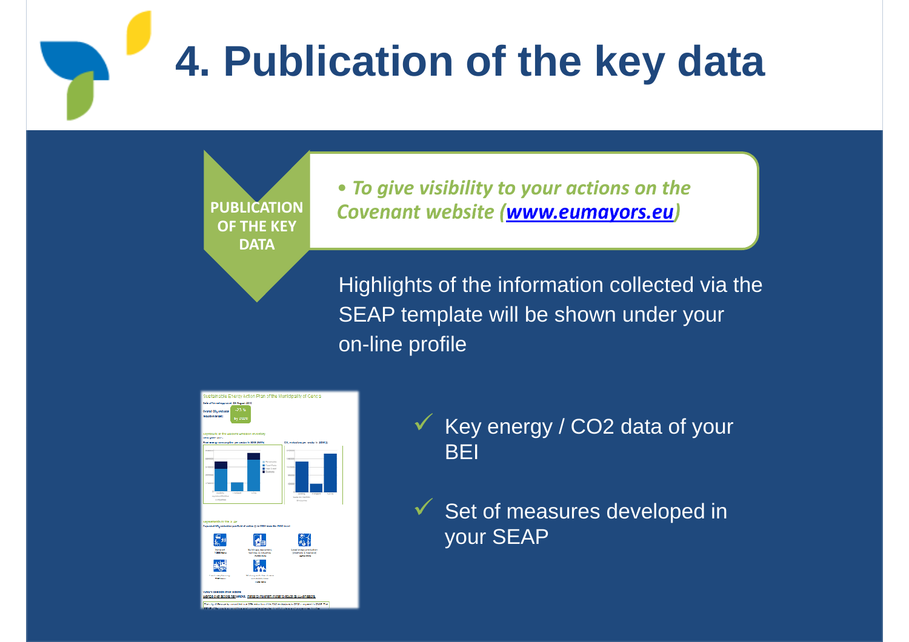# 4. Publication of the key data

**PUBLICATION OF THE KEY DATA**

- ***To give visibility to your actions on the Covenant website ([www.eumayors.eu](http://www.eumayors.eu))***

Highlights of the information collected via the SEAP template will be shown under your on-line profile

- ✓ Key energy / CO2 data of your BEI
- ✓ Set of measures developed in your SEAP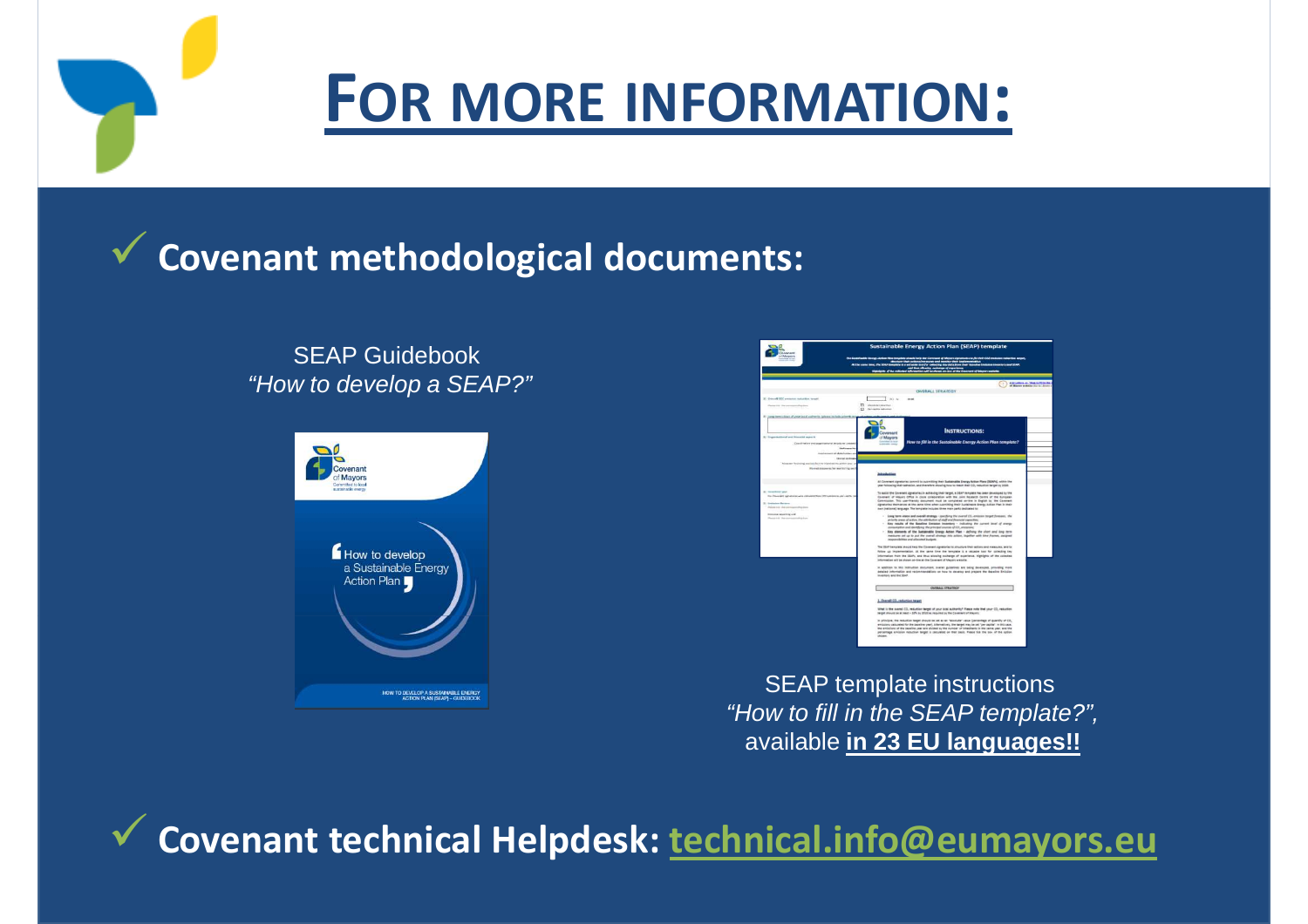# FOR MORE INFORMATION:

- ✓ **Covenant methodological documents:**

SEAP Guidebook
*"How to develop a SEAP?"*

SEAP template instructions
*"How to fill in the SEAP template?"*,
available **in 23 EU languages!!**

- ✓ **Covenant technical Helpdesk: technical.info@eumayors.eu**